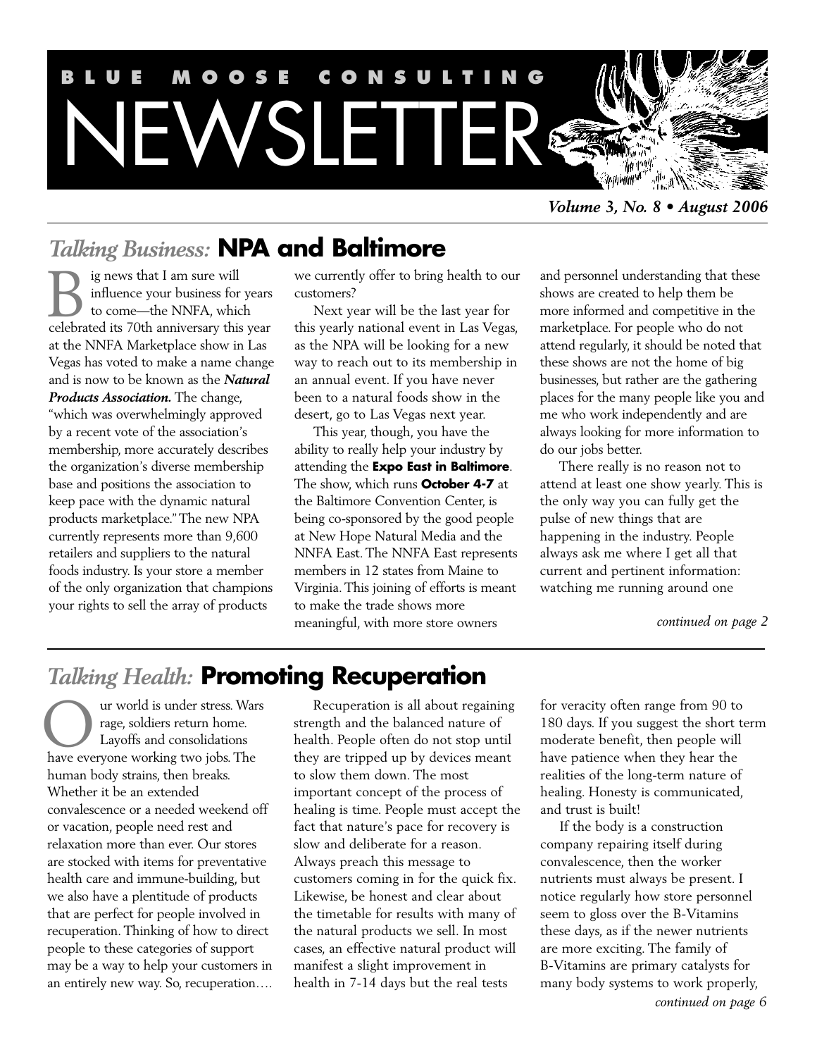# BLUE MOOSE CONSULTING NEWSLETTER

*Volume 3, No. 8 • August 2006*

## *Talking Business:* NPA and Baltimore

Big news that I am sure will influence your business for years to come—the NNFA, which celebrated its 70th anniversary this year at the NNFA Marketplace show in Las Vegas has voted to make a name change and is now to be known as the ***Natural Products Association.*** The change, "which was overwhelmingly approved by a recent vote of the association's membership, more accurately describes the organization's diverse membership base and positions the association to keep pace with the dynamic natural products marketplace." The new NPA currently represents more than 9,600 retailers and suppliers to the natural foods industry. Is your store a member of the only organization that champions your rights to sell the array of products we currently offer to bring health to our customers?

Next year will be the last year for this yearly national event in Las Vegas, as the NPA will be looking for a new way to reach out to its membership in an annual event. If you have never been to a natural foods show in the desert, go to Las Vegas next year.

This year, though, you have the ability to really help your industry by attending the **Expo East in Baltimore**. The show, which runs **October 4-7** at the Baltimore Convention Center, is being co-sponsored by the good people at New Hope Natural Media and the NNFA East. The NNFA East represents members in 12 states from Maine to Virginia. This joining of efforts is meant to make the trade shows more meaningful, with more store owners and personnel understanding that these shows are created to help them be more informed and competitive in the marketplace. For people who do not attend regularly, it should be noted that these shows are not the home of big businesses, but rather are the gathering places for the many people like you and me who work independently and are always looking for more information to do our jobs better.

There really is no reason not to attend at least one show yearly. This is the only way you can fully get the pulse of new things that are happening in the industry. People always ask me where I get all that current and pertinent information: watching me running around one

*continued on page 2*

## *Talking Health:* Promoting Recuperation

Our world is under stress. Wars rage, soldiers return home. Layoffs and consolidations have everyone working two jobs. The human body strains, then breaks. Whether it be an extended convalescence or a needed weekend off or vacation, people need rest and relaxation more than ever. Our stores are stocked with items for preventative health care and immune-building, but we also have a plentitude of products that are perfect for people involved in recuperation. Thinking of how to direct people to these categories of support may be a way to help your customers in an entirely new way. So, recuperation….

Recuperation is all about regaining strength and the balanced nature of health. People often do not stop until they are tripped up by devices meant to slow them down. The most important concept of the process of healing is time. People must accept the fact that nature's pace for recovery is slow and deliberate for a reason. Always preach this message to customers coming in for the quick fix. Likewise, be honest and clear about the timetable for results with many of the natural products we sell. In most cases, an effective natural product will manifest a slight improvement in health in 7-14 days but the real tests for veracity often range from 90 to 180 days. If you suggest the short term moderate benefit, then people will have patience when they hear the realities of the long-term nature of healing. Honesty is communicated, and trust is built!

If the body is a construction company repairing itself during convalescence, then the worker nutrients must always be present. I notice regularly how store personnel seem to gloss over the B-Vitamins these days, as if the newer nutrients are more exciting. The family of B-Vitamins are primary catalysts for many body systems to work properly,

*continued on page 6*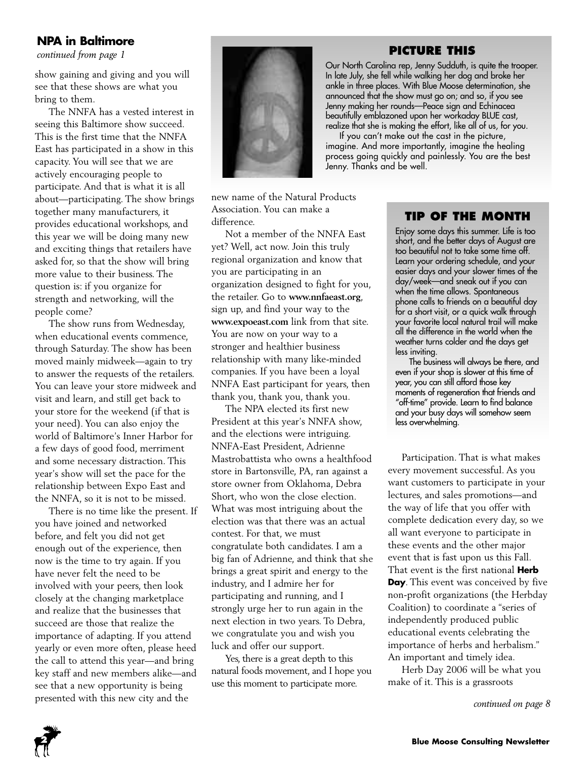## NPA in Baltimore

*continued from page 1*

show gaining and giving and you will see that these shows are what you bring to them.

The NNFA has a vested interest in seeing this Baltimore show succeed. This is the first time that the NNFA East has participated in a show in this capacity. You will see that we are actively encouraging people to participate. And that is what it is all about—participating. The show brings together many manufacturers, it provides educational workshops, and this year we will be doing many new and exciting things that retailers have asked for, so that the show will bring more value to their business. The question is: if you organize for strength and networking, will the people come?

The show runs from Wednesday, when educational events commence, through Saturday. The show has been moved mainly midweek—again to try to answer the requests of the retailers. You can leave your store midweek and visit and learn, and still get back to your store for the weekend (if that is your need). You can also enjoy the world of Baltimore's Inner Harbor for a few days of good food, merriment and some necessary distraction. This year's show will set the pace for the relationship between Expo East and the NNFA, so it is not to be missed.

There is no time like the present. If you have joined and networked before, and felt you did not get enough out of the experience, then now is the time to try again. If you have never felt the need to be involved with your peers, then look closely at the changing marketplace and realize that the businesses that succeed are those that realize the importance of adapting. If you attend yearly or even more often, please heed the call to attend this year—and bring key staff and new members alike—and see that a new opportunity is being presented with this new city and the new name of the Natural Products Association. You can make a difference.

Not a member of the NNFA East yet? Well, act now. Join this truly regional organization and know that you are participating in an organization designed to fight for you, the retailer. Go to **www.nnfaeast.org**, sign up, and find your way to the **www.expoeast.com** link from that site. You are now on your way to a stronger and healthier business relationship with many like-minded companies. If you have been a loyal NNFA East participant for years, then thank you, thank you, thank you.

The NPA elected its first new President at this year's NNFA show, and the elections were intriguing. NNFA-East President, Adrienne Mastrobattista who owns a healthfood store in Bartonsville, PA, ran against a store owner from Oklahoma, Debra Short, who won the close election. What was most intriguing about the election was that there was an actual contest. For that, we must congratulate both candidates. I am a big fan of Adrienne, and think that she brings a great spirit and energy to the industry, and I admire her for participating and running, and I strongly urge her to run again in the next election in two years. To Debra, we congratulate you and wish you luck and offer our support.

Yes, there is a great depth to this natural foods movement, and I hope you use this moment to participate more.

Participation. That is what makes every movement successful. As you want customers to participate in your lectures, and sales promotions—and the way of life that you offer with complete dedication every day, so we all want everyone to participate in these events and the other major event that is fast upon us this Fall. That event is the first national **Herb Day**. This event was conceived by five non-profit organizations (the Herbday Coalition) to coordinate a "series of independently produced public educational events celebrating the importance of herbs and herbalism." An important and timely idea.

Herb Day 2006 will be what you make of it. This is a grassroots

*continued on page 8*

## PICTURE THIS

Our North Carolina rep, Jenny Sudduth, is quite the trooper. In late July, she fell while walking her dog and broke her ankle in three places. With Blue Moose determination, she announced that the show must go on; and so, if you see Jenny making her rounds—Peace sign and Echinacea beautifully emblazoned upon her workaday BLUE cast, realize that she is making the effort, like all of us, for you.

If you can't make out the cast in the picture, imagine. And more importantly, imagine the healing process going quickly and painlessly. You are the best Jenny. Thanks and be well.

## TIP OF THE MONTH

Enjoy some days this summer. Life is too short, and the better days of August are too beautiful not to take some time off. Learn your ordering schedule, and your easier days and your slower times of the day/week—and sneak out if you can when the time allows. Spontaneous phone calls to friends on a beautiful day for a short visit, or a quick walk through your favorite local natural trail will make all the difference in the world when the weather turns colder and the days get less inviting.

The business will always be there, and even if your shop is slower at this time of year, you can still afford those key moments of regeneration that friends and "off-time" provide. Learn to find balance and your busy days will somehow seem less overwhelming.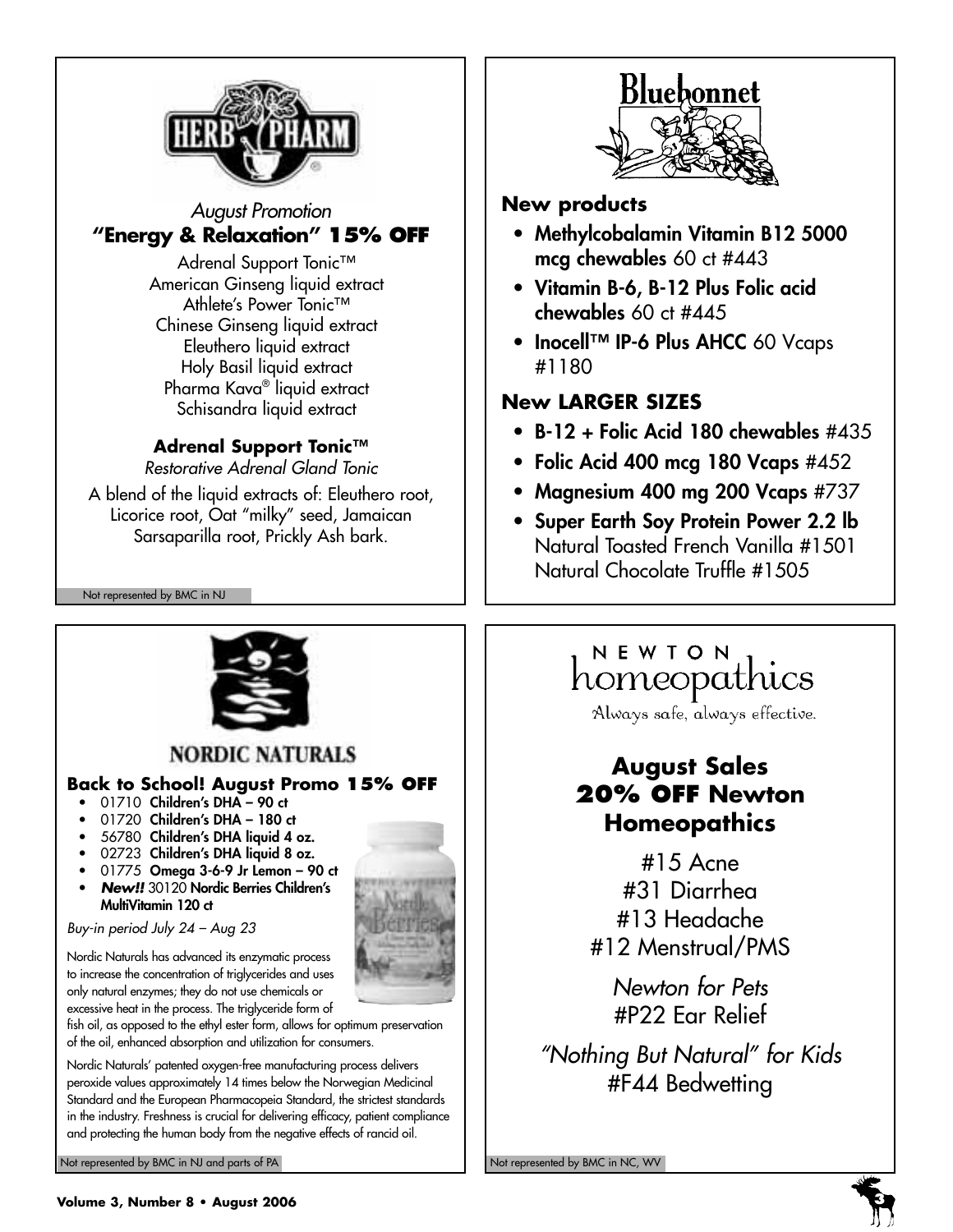## HERB PHARM

*August Promotion*

**"Energy & Relaxation" 15% OFF**

Adrenal Support Tonic™
American Ginseng liquid extract
Athlete's Power Tonic™
Chinese Ginseng liquid extract
Eleuthero liquid extract
Holy Basil liquid extract
Pharma Kava® liquid extract
Schisandra liquid extract

**Adrenal Support Tonic™**

*Restorative Adrenal Gland Tonic*

A blend of the liquid extracts of: Eleuthero root, Licorice root, Oat "milky" seed, Jamaican Sarsaparilla root, Prickly Ash bark.

Not represented by BMC in NJ

## Bluebonnet

### New products

- **Methylcobalamin Vitamin B12 5000 mcg chewables** 60 ct #443
- **Vitamin B-6, B-12 Plus Folic acid chewables** 60 ct #445
- **Inocell™ IP-6 Plus AHCC** 60 Vcaps #1180

### New LARGER SIZES

- **B-12 + Folic Acid 180 chewables** #435
- **Folic Acid 400 mcg 180 Vcaps** #452
- **Magnesium 400 mg 200 Vcaps** #737
- **Super Earth Soy Protein Power 2.2 lb**
  Natural Toasted French Vanilla #1501
  Natural Chocolate Truffle #1505

## NORDIC NATURALS

### Back to School! August Promo 15% OFF

- 01710 **Children's DHA – 90 ct**
- 01720 **Children's DHA – 180 ct**
- 56780 **Children's DHA liquid 4 oz.**
- 02723 **Children's DHA liquid 8 oz.**
- 01775 **Omega 3-6-9 Jr Lemon – 90 ct**
- ***New!!*** 30120 **Nordic Berries Children's MultiVitamin 120 ct**

*Buy-in period July 24 – Aug 23*

Nordic Naturals has advanced its enzymatic process to increase the concentration of triglycerides and uses only natural enzymes; they do not use chemicals or excessive heat in the process. The triglyceride form of fish oil, as opposed to the ethyl ester form, allows for optimum preservation of the oil, enhanced absorption and utilization for consumers.

Nordic Naturals' patented oxygen-free manufacturing process delivers peroxide values approximately 14 times below the Norwegian Medicinal Standard and the European Pharmacopeia Standard, the strictest standards in the industry. Freshness is crucial for delivering efficacy, patient compliance and protecting the human body from the negative effects of rancid oil.

Not represented by BMC in NJ and parts of PA

## NEWTON homeopathics

Always safe, always effective.

### August Sales 20% OFF Newton Homeopathics

#15 Acne
#31 Diarrhea
#13 Headache
#12 Menstrual/PMS

*Newton for Pets*
#P22 Ear Relief

*"Nothing But Natural" for Kids*
#F44 Bedwetting

Not represented by BMC in NC, WV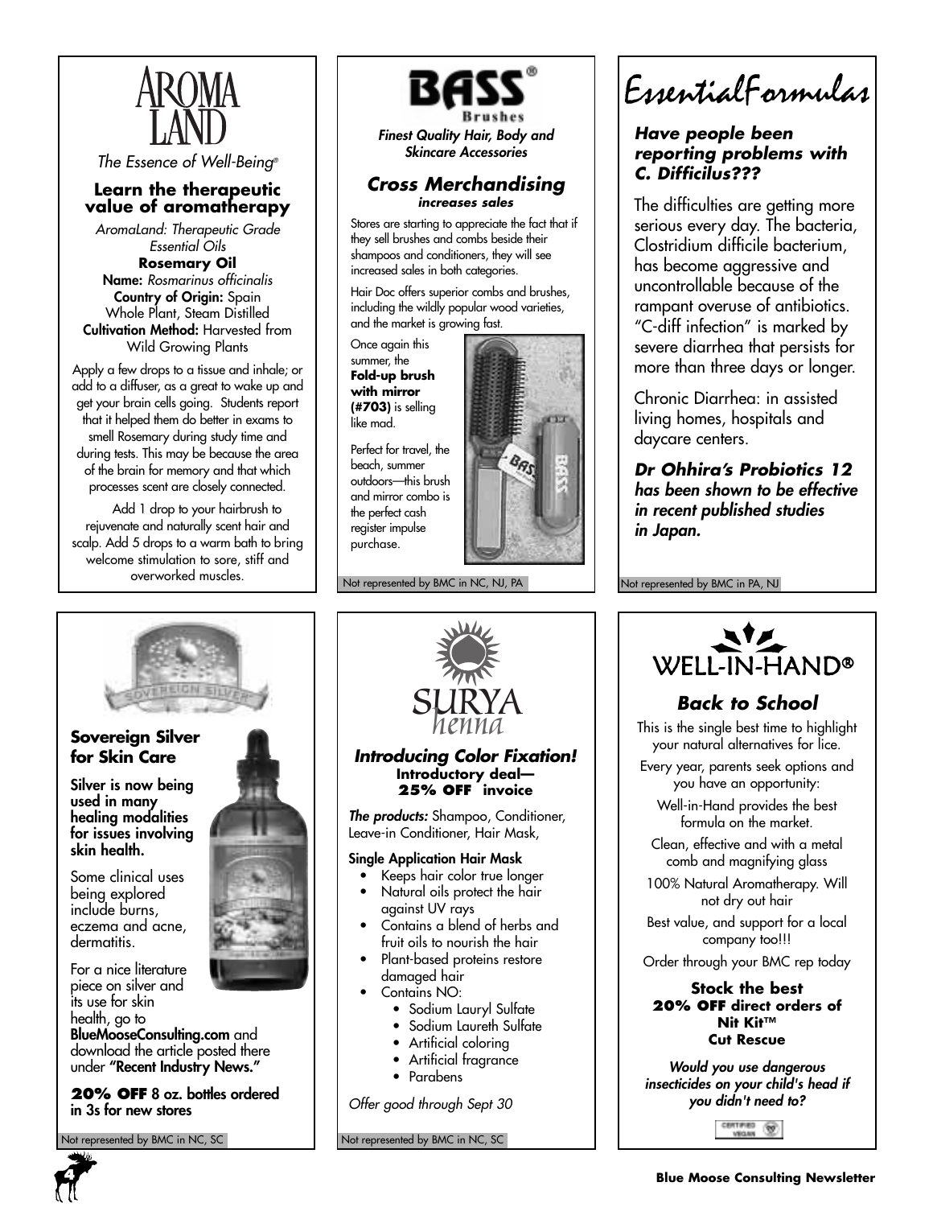# AROMA LAND

*The Essence of Well-Being®*

## Learn the therapeutic value of aromatherapy

*AromaLand: Therapeutic Grade Essential Oils*

**Rosemary Oil**

**Name:** *Rosmarinus officinalis*

**Country of Origin:** Spain

Whole Plant, Steam Distilled

**Cultivation Method:** Harvested from Wild Growing Plants

Apply a few drops to a tissue and inhale; or add to a diffuser, as a great to wake up and get your brain cells going. Students report that it helped them do better in exams to smell Rosemary during study time and during tests. This may be because the area of the brain for memory and that which processes scent are closely connected.

Add 1 drop to your hairbrush to rejuvenate and naturally scent hair and scalp. Add 5 drops to a warm bath to bring welcome stimulation to sore, stiff and overworked muscles.

# BASS® Brushes

***Finest Quality Hair, Body and Skincare Accessories***

## *Cross Merchandising*

***increases sales***

Stores are starting to appreciate the fact that if they sell brushes and combs beside their shampoos and conditioners, they will see increased sales in both categories.

Hair Doc offers superior combs and brushes, including the wildly popular wood varieties, and the market is growing fast.

Once again this summer, the **Fold-up brush with mirror (#703)** is selling like mad.

Perfect for travel, the beach, summer outdoors—this brush and mirror combo is the perfect cash register impulse purchase.

Not represented by BMC in NC, NJ, PA

# EssentialFormulas

### *Have people been reporting problems with C. Difficilus???*

The difficulties are getting more serious every day. The bacteria, Clostridium difficile bacterium, has become aggressive and uncontrollable because of the rampant overuse of antibiotics. "C-diff infection" is marked by severe diarrhea that persists for more than three days or longer.

Chronic Diarrhea: in assisted living homes, hospitals and daycare centers.

***Dr Ohhira's Probiotics 12 has been shown to be effective in recent published studies in Japan.***

Not represented by BMC in PA, NJ

## Sovereign Silver for Skin Care

**Silver is now being used in many healing modalities for issues involving skin health.**

Some clinical uses being explored include burns, eczema and acne, dermatitis.

For a nice literature piece on silver and its use for skin health, go to **BlueMooseConsulting.com** and download the article posted there under **"Recent Industry News."**

**20% OFF** 8 oz. bottles ordered in 3s for new stores

Not represented by BMC in NC, SC

# SURYA henna

## *Introducing Color Fixation!*

**Introductory deal— 25% OFF invoice**

***The products:*** Shampoo, Conditioner, Leave-in Conditioner, Hair Mask,

**Single Application Hair Mask**

- Keeps hair color true longer
- Natural oils protect the hair against UV rays
- Contains a blend of herbs and fruit oils to nourish the hair
- Plant-based proteins restore damaged hair
- Contains NO:
  - Sodium Lauryl Sulfate
  - Sodium Laureth Sulfate
  - Artificial coloring
  - Artificial fragrance
  - Parabens

*Offer good through Sept 30*

Not represented by BMC in NC, SC

# WELL-IN-HAND®

## *Back to School*

This is the single best time to highlight your natural alternatives for lice.

Every year, parents seek options and you have an opportunity:

Well-in-Hand provides the best formula on the market.

Clean, effective and with a metal comb and magnifying glass

100% Natural Aromatherapy. Will not dry out hair

Best value, and support for a local company too!!!

Order through your BMC rep today

**Stock the best**
**20% OFF direct orders of Nit Kit™**
**Cut Rescue**

***Would you use dangerous insecticides on your child's head if you didn't need to?***

CERTIFIED VEGAN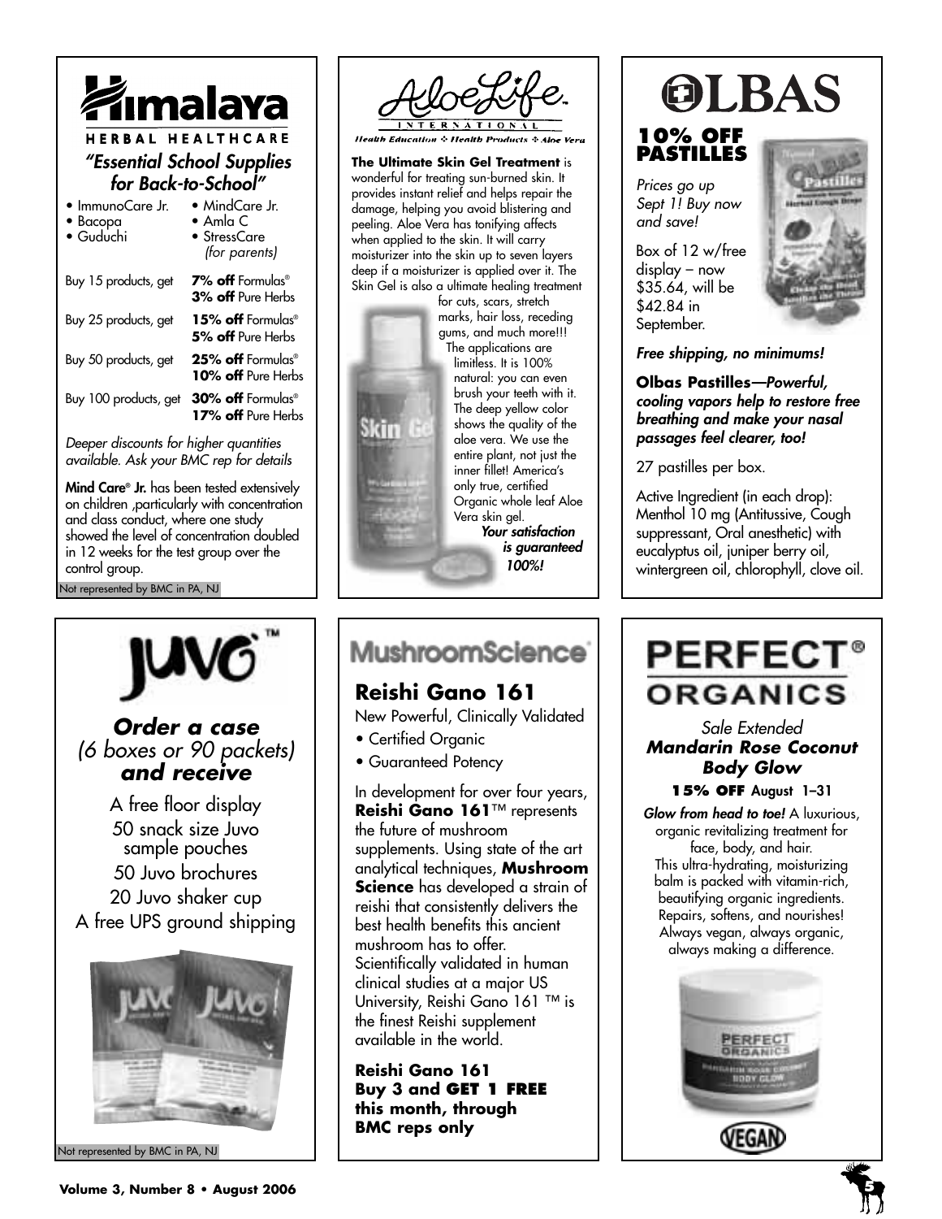# Himalaya

HERBAL HEALTHCARE

## *"Essential School Supplies for Back-to-School"*

- ImmunoCare Jr.
- MindCare Jr.
- Bacopa
- Amla C
- Guduchi
- StressCare *(for parents)*

| | |
|---|---|
| Buy 15 products, get | **7% off** Formulas® **3% off** Pure Herbs |
| Buy 25 products, get | **15% off** Formulas® **5% off** Pure Herbs |
| Buy 50 products, get | **25% off** Formulas® **10% off** Pure Herbs |
| Buy 100 products, get | **30% off** Formulas® **17% off** Pure Herbs |

*Deeper discounts for higher quantities available. Ask your BMC rep for details*

**Mind Care® Jr.** has been tested extensively on children ,particularly with concentration and class conduct, where one study showed the level of concentration doubled in 12 weeks for the test group over the control group.

Not represented by BMC in PA, NJ

# AloeLife International

*Health Education ❖ Health Products ❖ Aloe Vera*

**The Ultimate Skin Gel Treatment** is wonderful for treating sun-burned skin. It provides instant relief and helps repair the damage, helping you avoid blistering and peeling. Aloe Vera has tonifying affects when applied to the skin. It will carry moisturizer into the skin up to seven layers deep if a moisturizer is applied over it. The Skin Gel is also a ultimate healing treatment for cuts, scars, stretch marks, hair loss, receding gums, and much more!!! The applications are limitless. It is 100% natural: you can even brush your teeth with it. The deep yellow color shows the quality of the aloe vera. We use the entire plant, not just the inner fillet! America's only true, certified Organic whole leaf Aloe Vera skin gel.

***Your satisfaction is guaranteed 100%!***

# OLBAS

## 10% OFF PASTILLES

*Prices go up Sept 1! Buy now and save!*

Box of 12 w/free display – now $35.64, will be $42.84 in September.

***Free shipping, no minimums!***

**Olbas Pastilles*—Powerful, cooling vapors help to restore free breathing and make your nasal passages feel clearer, too!***

27 pastilles per box.

Active Ingredient (in each drop): Menthol 10 mg (Antitussive, Cough suppressant, Oral anesthetic) with eucalyptus oil, juniper berry oil, wintergreen oil, chlorophyll, clove oil.

# JUVO™

## *Order a case* *(6 boxes or 90 packets)* *and receive*

A free floor display

50 snack size Juvo sample pouches

50 Juvo brochures

20 Juvo shaker cup

A free UPS ground shipping

Not represented by BMC in PA, NJ

# MushroomScience®

## Reishi Gano 161

New Powerful, Clinically Validated

- Certified Organic
- Guaranteed Potency

In development for over four years, **Reishi Gano 161**™ represents the future of mushroom supplements. Using state of the art analytical techniques, **Mushroom Science** has developed a strain of reishi that consistently delivers the best health benefits this ancient mushroom has to offer. Scientifically validated in human clinical studies at a major US University, Reishi Gano 161 ™ is the finest Reishi supplement available in the world.

**Reishi Gano 161 Buy 3 and GET 1 FREE this month, through BMC reps only**

# PERFECT® ORGANICS

*Sale Extended*

***Mandarin Rose Coconut Body Glow***

**15% OFF August 1–31**

***Glow from head to toe!*** A luxurious, organic revitalizing treatment for face, body, and hair. This ultra-hydrating, moisturizing balm is packed with vitamin-rich, beautifying organic ingredients. Repairs, softens, and nourishes! Always vegan, always organic, always making a difference.

VEGAN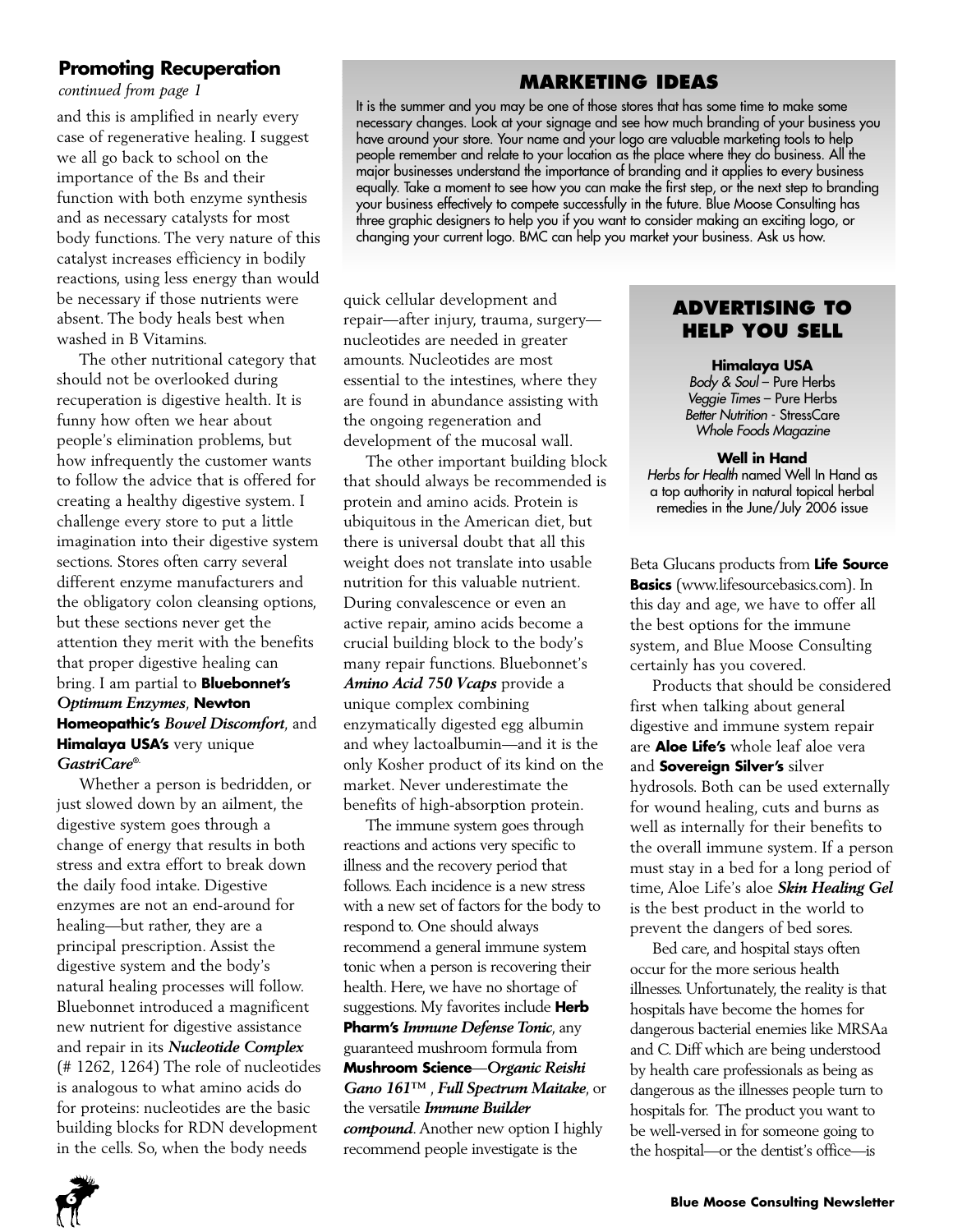## Promoting Recuperation

*continued from page 1*

and this is amplified in nearly every case of regenerative healing. I suggest we all go back to school on the importance of the Bs and their function with both enzyme synthesis and as necessary catalysts for most body functions. The very nature of this catalyst increases efficiency in bodily reactions, using less energy than would be necessary if those nutrients were absent. The body heals best when washed in B Vitamins.

The other nutritional category that should not be overlooked during recuperation is digestive health. It is funny how often we hear about people's elimination problems, but how infrequently the customer wants to follow the advice that is offered for creating a healthy digestive system. I challenge every store to put a little imagination into their digestive system sections. Stores often carry several different enzyme manufacturers and the obligatory colon cleansing options, but these sections never get the attention they merit with the benefits that proper digestive healing can bring. I am partial to **Bluebonnet's** ***Optimum Enzymes***, **Newton Homeopathic's** ***Bowel Discomfort***, and **Himalaya USA's** very unique ***GastriCare***®.

Whether a person is bedridden, or just slowed down by an ailment, the digestive system goes through a change of energy that results in both stress and extra effort to break down the daily food intake. Digestive enzymes are not an end-around for healing—but rather, they are a principal prescription. Assist the digestive system and the body's natural healing processes will follow. Bluebonnet introduced a magnificent new nutrient for digestive assistance and repair in its ***Nucleotide Complex*** (# 1262, 1264) The role of nucleotides is analogous to what amino acids do for proteins: nucleotides are the basic building blocks for RDN development in the cells. So, when the body needs quick cellular development and repair—after injury, trauma, surgery—nucleotides are needed in greater amounts. Nucleotides are most essential to the intestines, where they are found in abundance assisting with the ongoing regeneration and development of the mucosal wall.

The other important building block that should always be recommended is protein and amino acids. Protein is ubiquitous in the American diet, but there is universal doubt that all this weight does not translate into usable nutrition for this valuable nutrient. During convalescence or even an active repair, amino acids become a crucial building block to the body's many repair functions. Bluebonnet's ***Amino Acid 750 Vcaps*** provide a unique complex combining enzymatically digested egg albumin and whey lactoalbumin—and it is the only Kosher product of its kind on the market. Never underestimate the benefits of high-absorption protein.

The immune system goes through reactions and actions very specific to illness and the recovery period that follows. Each incidence is a new stress with a new set of factors for the body to respond to. One should always recommend a general immune system tonic when a person is recovering their health. Here, we have no shortage of suggestions. My favorites include **Herb Pharm's** ***Immune Defense Tonic***, any guaranteed mushroom formula from **Mushroom Science**—***Organic Reishi Gano 161***™ , ***Full Spectrum Maitake***, or the versatile ***Immune Builder compound***. Another new option I highly recommend people investigate is the Beta Glucans products from **Life Source Basics** (www.lifesourcebasics.com). In this day and age, we have to offer all the best options for the immune system, and Blue Moose Consulting certainly has you covered.

Products that should be considered first when talking about general digestive and immune system repair are **Aloe Life's** whole leaf aloe vera and **Sovereign Silver's** silver hydrosols. Both can be used externally for wound healing, cuts and burns as well as internally for their benefits to the overall immune system. If a person must stay in a bed for a long period of time, Aloe Life's aloe ***Skin Healing Gel*** is the best product in the world to prevent the dangers of bed sores.

Bed care, and hospital stays often occur for the more serious health illnesses. Unfortunately, the reality is that hospitals have become the homes for dangerous bacterial enemies like MRSAa and C. Diff which are being understood by health care professionals as being as dangerous as the illnesses people turn to hospitals for. The product you want to be well-versed in for someone going to the hospital—or the dentist's office—is

## MARKETING IDEAS

It is the summer and you may be one of those stores that has some time to make some necessary changes. Look at your signage and see how much branding of your business you have around your store. Your name and your logo are valuable marketing tools to help people remember and relate to your location as the place where they do business. All the major businesses understand the importance of branding and it applies to every business equally. Take a moment to see how you can make the first step, or the next step to branding your business effectively to compete successfully in the future. Blue Moose Consulting has three graphic designers to help you if you want to consider making an exciting logo, or changing your current logo. BMC can help you market your business. Ask us how.

## ADVERTISING TO HELP YOU SELL

**Himalaya USA**

*Body & Soul* – Pure Herbs
*Veggie Times* – Pure Herbs
*Better Nutrition* - StressCare
*Whole Foods Magazine*

**Well in Hand**

*Herbs for Health* named Well In Hand as a top authority in natural topical herbal remedies in the June/July 2006 issue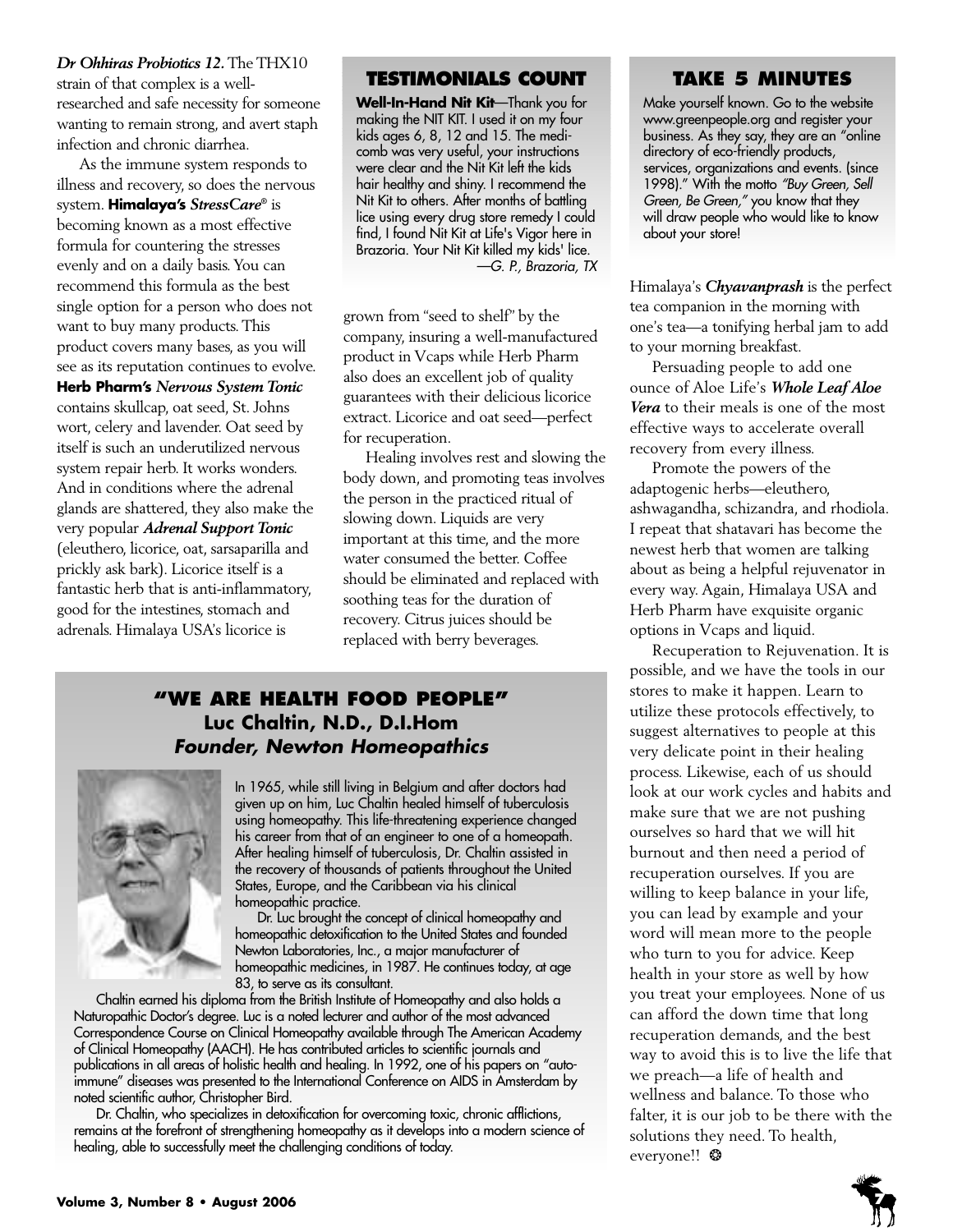***Dr Ohhiras Probiotics 12.*** The THX10 strain of that complex is a well-researched and safe necessity for someone wanting to remain strong, and avert staph infection and chronic diarrhea.

As the immune system responds to illness and recovery, so does the nervous system. **Himalaya's *StressCare*®** is becoming known as a most effective formula for countering the stresses evenly and on a daily basis. You can recommend this formula as the best single option for a person who does not want to buy many products. This product covers many bases, as you will see as its reputation continues to evolve. **Herb Pharm's *Nervous System Tonic*** contains skullcap, oat seed, St. Johns wort, celery and lavender. Oat seed by itself is such an underutilized nervous system repair herb. It works wonders. And in conditions where the adrenal glands are shattered, they also make the very popular ***Adrenal Support Tonic*** (eleuthero, licorice, oat, sarsaparilla and prickly ask bark). Licorice itself is a fantastic herb that is anti-inflammatory, good for the intestines, stomach and adrenals. Himalaya USA's licorice is grown from "seed to shelf" by the company, insuring a well-manufactured product in Vcaps while Herb Pharm also does an excellent job of quality guarantees with their delicious licorice extract. Licorice and oat seed—perfect for recuperation.

Healing involves rest and slowing the body down, and promoting teas involves the person in the practiced ritual of slowing down. Liquids are very important at this time, and the more water consumed the better. Coffee should be eliminated and replaced with soothing teas for the duration of recovery. Citrus juices should be replaced with berry beverages.

## TESTIMONIALS COUNT

**Well-In-Hand Nit Kit**—Thank you for making the NIT KIT. I used it on my four kids ages 6, 8, 12 and 15. The medi-comb was very useful, your instructions were clear and the Nit Kit left the kids hair healthy and shiny. I recommend the Nit Kit to others. After months of battling lice using every drug store remedy I could find, I found Nit Kit at Life's Vigor here in Brazoria. Your Nit Kit killed my kids' lice.

—G. P., Brazoria, TX

## TAKE 5 MINUTES

Make yourself known. Go to the website www.greenpeople.org and register your business. As they say, they are an "online directory of eco-friendly products, services, organizations and events. (since 1998)." With the motto *"Buy Green, Sell Green, Be Green,"* you know that they will draw people who would like to know about your store!

Himalaya's ***Chyavanprash*** is the perfect tea companion in the morning with one's tea—a tonifying herbal jam to add to your morning breakfast.

Persuading people to add one ounce of Aloe Life's ***Whole Leaf Aloe Vera*** to their meals is one of the most effective ways to accelerate overall recovery from every illness.

Promote the powers of the adaptogenic herbs—eleuthero, ashwagandha, schizandra, and rhodiola. I repeat that shatavari has become the newest herb that women are talking about as being a helpful rejuvenator in every way. Again, Himalaya USA and Herb Pharm have exquisite organic options in Vcaps and liquid.

Recuperation to Rejuvenation. It is possible, and we have the tools in our stores to make it happen. Learn to utilize these protocols effectively, to suggest alternatives to people at this very delicate point in their healing process. Likewise, each of us should look at our work cycles and habits and make sure that we are not pushing ourselves so hard that we will hit burnout and then need a period of recuperation ourselves. If you are willing to keep balance in your life, you can lead by example and your word will mean more to the people who turn to you for advice. Keep health in your store as well by how you treat your employees. None of us can afford the down time that long recuperation demands, and the best way to avoid this is to live the life that we preach—a life of health and wellness and balance. To those who falter, it is our job to be there with the solutions they need. To health, everyone!! ❂

## "WE ARE HEALTH FOOD PEOPLE"
### Luc Chaltin, N.D., D.I.Hom
### *Founder, Newton Homeopathics*

In 1965, while still living in Belgium and after doctors had given up on him, Luc Chaltin healed himself of tuberculosis using homeopathy. This life-threatening experience changed his career from that of an engineer to one of a homeopath. After healing himself of tuberculosis, Dr. Chaltin assisted in the recovery of thousands of patients throughout the United States, Europe, and the Caribbean via his clinical homeopathic practice.

Dr. Luc brought the concept of clinical homeopathy and homeopathic detoxification to the United States and founded Newton Laboratories, Inc., a major manufacturer of homeopathic medicines, in 1987. He continues today, at age 83, to serve as its consultant.

Chaltin earned his diploma from the British Institute of Homeopathy and also holds a Naturopathic Doctor's degree. Luc is a noted lecturer and author of the most advanced Correspondence Course on Clinical Homeopathy available through The American Academy of Clinical Homeopathy (AACH). He has contributed articles to scientific journals and publications in all areas of holistic health and healing. In 1992, one of his papers on "auto-immune" diseases was presented to the International Conference on AIDS in Amsterdam by noted scientific author, Christopher Bird.

Dr. Chaltin, who specializes in detoxification for overcoming toxic, chronic afflictions, remains at the forefront of strengthening homeopathy as it develops into a modern science of healing, able to successfully meet the challenging conditions of today.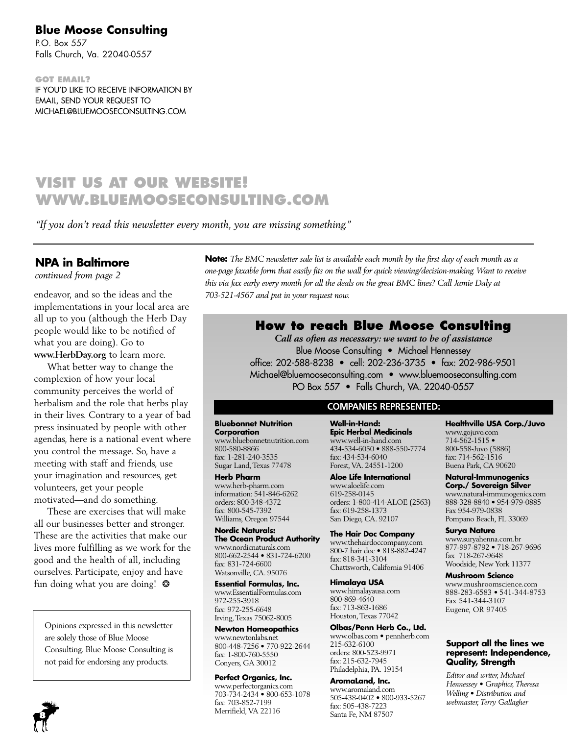## Blue Moose Consulting

P.O. Box 557
Falls Church, Va. 22040-0557

**GOT EMAIL?**
IF YOU'D LIKE TO RECEIVE INFORMATION BY EMAIL, SEND YOUR REQUEST TO MICHAEL@BLUEMOOSECONSULTING.COM

# VISIT US AT OUR WEBSITE! WWW.BLUEMOOSECONSULTING.COM

*"If you don't read this newsletter every month, you are missing something."*

## NPA in Baltimore

*continued from page 2*

endeavor, and so the ideas and the implementations in your local area are all up to you (although the Herb Day people would like to be notified of what you are doing). Go to **www.HerbDay.org** to learn more.

What better way to change the complexion of how your local community perceives the world of herbalism and the role that herbs play in their lives. Contrary to a year of bad press insinuated by people with other agendas, here is a national event where you control the message. So, have a meeting with staff and friends, use your imagination and resources, get volunteers, get your people motivated—and do something.

These are exercises that will make all our businesses better and stronger. These are the activities that make our lives more fulfilling as we work for the good and the health of all, including ourselves. Participate, enjoy and have fun doing what you are doing! ❂

Opinions expressed in this newsletter are solely those of Blue Moose Consulting. Blue Moose Consulting is not paid for endorsing any products.

**Note:** *The BMC newsletter sale list is available each month by the first day of each month as a one-page faxable form that easily fits on the wall for quick viewing/decision-making. Want to receive this via fax early every month for all the deals on the great BMC lines? Call Jamie Daly at 703-521-4567 and put in your request now.*

## How to reach Blue Moose Consulting

***Call as often as necessary: we want to be of assistance***

Blue Moose Consulting • Michael Hennessey
office: 202-588-8238 • cell: 202-236-3735 • fax: 202-986-9501
Michael@bluemooseconsulting.com • www.bluemooseconsulting.com
PO Box 557 • Falls Church, VA. 22040-0557

### COMPANIES REPRESENTED:

**Bluebonnet Nutrition Corporation**
www.bluebonnetnutrition.com
800-580-8866
fax: 1-281-240-3535
Sugar Land, Texas 77478

**Herb Pharm**
www.herb-pharm.com
information: 541-846-6262
orders: 800-348-4372
fax: 800-545-7392
Williams, Oregon 97544

**Nordic Naturals: The Ocean Product Authority**
www.nordicnaturals.com
800-662-2544 • 831-724-6200
fax: 831-724-6600
Watsonville, CA. 95076

**Essential Formulas, Inc.**
www.EssentialFormulas.com
972-255-3918
fax: 972-255-6648
Irving, Texas 75062-8005

**Newton Homeopathics**
www.newtonlabs.net
800-448-7256 • 770-922-2644
fax: 1-800-760-5550
Conyers, GA 30012

**Perfect Organics, Inc.**
www.perfectorganics.com
703-734-2434 • 800-653-1078
fax: 703-852-7199
Merrifield, VA 22116

**Well-in-Hand: Epic Herbal Medicinals**
www.well-in-hand.com
434-534-6050 • 888-550-7774
fax: 434-534-6040
Forest, VA. 24551-1200

**Aloe Life International**
www.aloelife.com
619-258-0145
orders: 1-800-414-ALOE (2563)
fax: 619-258-1373
San Diego, CA. 92107

**The Hair Doc Company**
www.thehairdoccompany.com
800-7 hair doc • 818-882-4247
fax: 818-341-3104
Chattsworth, California 91406

**Himalaya USA**
www.himalayausa.com
800-869-4640
fax: 713-863-1686
Houston, Texas 77042

**Olbas/Penn Herb Co., Ltd.**
www.olbas.com • pennherb.com
215-632-6100
orders: 800-523-9971
fax: 215-632-7945
Philadelphia, PA. 19154

**AromaLand, Inc.**
www.aromaland.com
505-438-0402 • 800-933-5267
fax: 505-438-7223
Santa Fe, NM 87507

**Healthville USA Corp./Juvo**
www.gojuvo.com
714-562-1515 •
800-558-Juvo (5886)
fax: 714-562-1516
Buena Park, CA 90620

**Natural-Immunogenics Corp./ Sovereign Silver**
www.natural-immunogenics.com
888-328-8840 • 954-979-0885
Fax 954-979-0838
Pompano Beach, FL 33069

**Surya Nature**
www.suryahenna.com.br
877-997-8792 • 718-267-9696
fax 718-267-9648
Woodside, New York 11377

**Mushroom Science**
www.mushroomscience.com
888-283-6583 • 541-344-8753
Fax 541-344-3107
Eugene, OR 97405

**Support all the lines we represent: Independence, Quality, Strength**

*Editor and writer, Michael Hennessey • Graphics, Theresa Welling • Distribution and webmaster, Terry Gallagher*